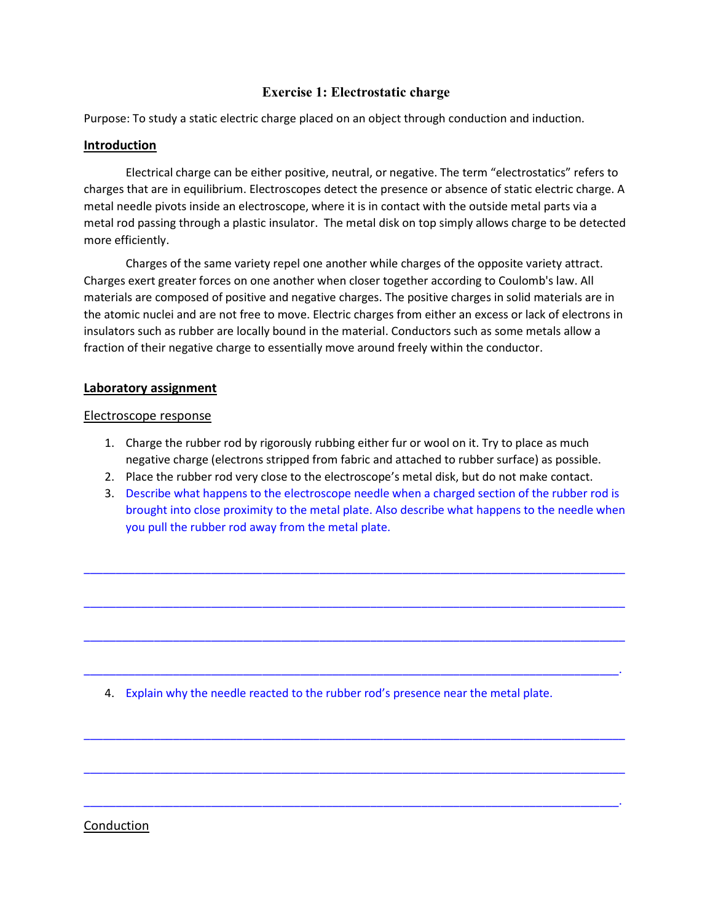# Exercise 1: Electrostatic charge

Purpose: To study a static electric charge placed on an object through conduction and induction.

## Introduction

Electrical charge can be either positive, neutral, or negative. The term "electrostatics" refers to charges that are in equilibrium. Electroscopes detect the presence or absence of static electric charge. A metal needle pivots inside an electroscope, where it is in contact with the outside metal parts via a metal rod passing through a plastic insulator. The metal disk on top simply allows charge to be detected more efficiently.

Charges of the same variety repel one another while charges of the opposite variety attract. Charges exert greater forces on one another when closer together according to Coulomb's law. All materials are composed of positive and negative charges. The positive charges in solid materials are in the atomic nuclei and are not free to move. Electric charges from either an excess or lack of electrons in insulators such as rubber are locally bound in the material. Conductors such as some metals allow a fraction of their negative charge to essentially move around freely within the conductor.

## Laboratory assignment

### Electroscope response

1. Charge the rubber rod by rigorously rubbing either fur or wool on it. Try to place as much negative charge (electrons stripped from fabric and attached to rubber surface) as possible.
2. Place the rubber rod very close to the electroscope's metal disk, but do not make contact.
3. Describe what happens to the electroscope needle when a charged section of the rubber rod is brought into close proximity to the metal plate. Also describe what happens to the needle when you pull the rubber rod away from the metal plate.

______________________________________________________________________________

______________________________________________________________________________

______________________________________________________________________________

_____________________________________________________________________________.

4. Explain why the needle reacted to the rubber rod's presence near the metal plate.

______________________________________________________________________________

______________________________________________________________________________

_____________________________________________________________________________.

### Conduction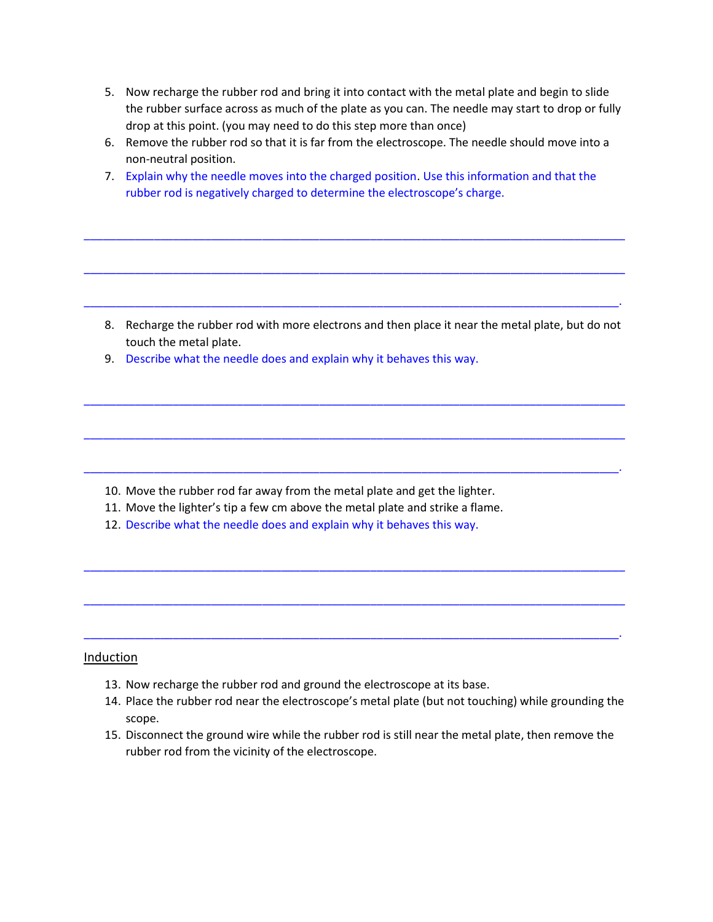5. Now recharge the rubber rod and bring it into contact with the metal plate and begin to slide the rubber surface across as much of the plate as you can. The needle may start to drop or fully drop at this point. (you may need to do this step more than once)
6. Remove the rubber rod so that it is far from the electroscope. The needle should move into a non-neutral position.
7. Explain why the needle moves into the charged position. Use this information and that the rubber rod is negatively charged to determine the electroscope's charge.

______________________________________________________________________________

______________________________________________________________________________

_____________________________________________________________________________.

8. Recharge the rubber rod with more electrons and then place it near the metal plate, but do not touch the metal plate.
9. Describe what the needle does and explain why it behaves this way.

______________________________________________________________________________

______________________________________________________________________________

_____________________________________________________________________________.

10. Move the rubber rod far away from the metal plate and get the lighter.
11. Move the lighter's tip a few cm above the metal plate and strike a flame.
12. Describe what the needle does and explain why it behaves this way.

______________________________________________________________________________

______________________________________________________________________________

_____________________________________________________________________________.

Induction

13. Now recharge the rubber rod and ground the electroscope at its base.
14. Place the rubber rod near the electroscope's metal plate (but not touching) while grounding the scope.
15. Disconnect the ground wire while the rubber rod is still near the metal plate, then remove the rubber rod from the vicinity of the electroscope.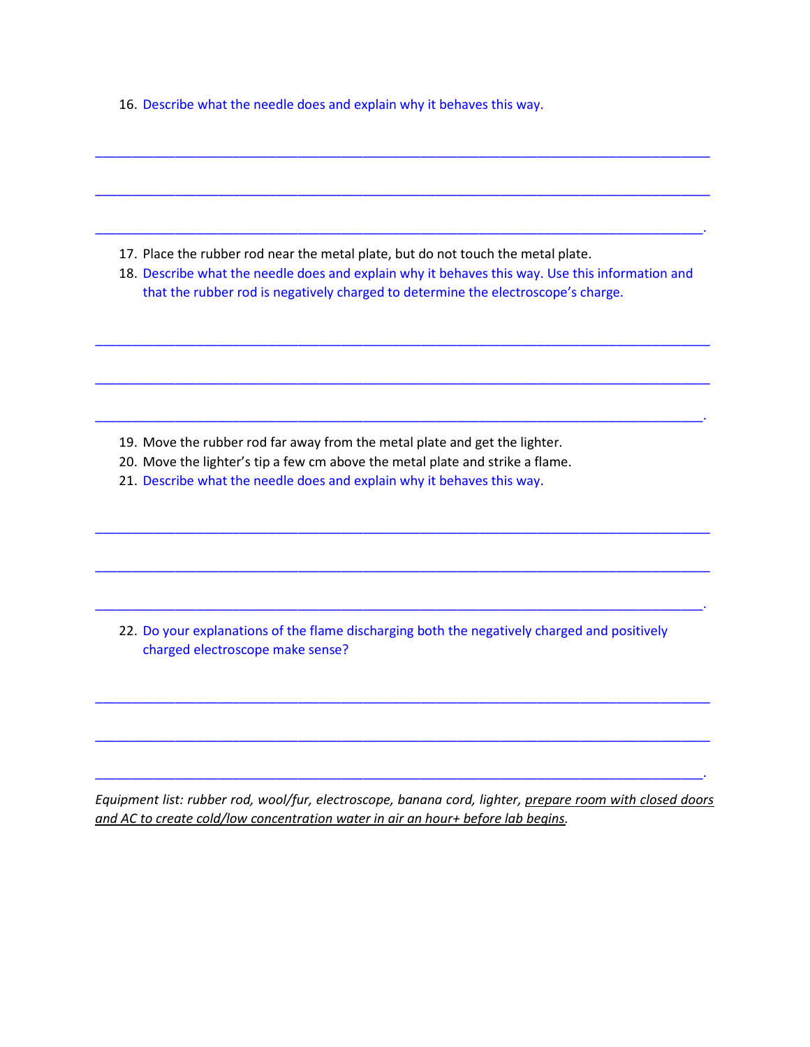16. Describe what the needle does and explain why it behaves this way.

_______________________________________________________________________________

_______________________________________________________________________________

______________________________________________________________________________.

17. Place the rubber rod near the metal plate, but do not touch the metal plate.
18. Describe what the needle does and explain why it behaves this way. Use this information and that the rubber rod is negatively charged to determine the electroscope's charge.

_______________________________________________________________________________

_______________________________________________________________________________

______________________________________________________________________________.

19. Move the rubber rod far away from the metal plate and get the lighter.
20. Move the lighter's tip a few cm above the metal plate and strike a flame.
21. Describe what the needle does and explain why it behaves this way.

_______________________________________________________________________________

_______________________________________________________________________________

______________________________________________________________________________.

22. Do your explanations of the flame discharging both the negatively charged and positively charged electroscope make sense?

_______________________________________________________________________________

_______________________________________________________________________________

______________________________________________________________________________.

*Equipment list: rubber rod, wool/fur, electroscope, banana cord, lighter, prepare room with closed doors and AC to create cold/low concentration water in air an hour+ before lab begins.*